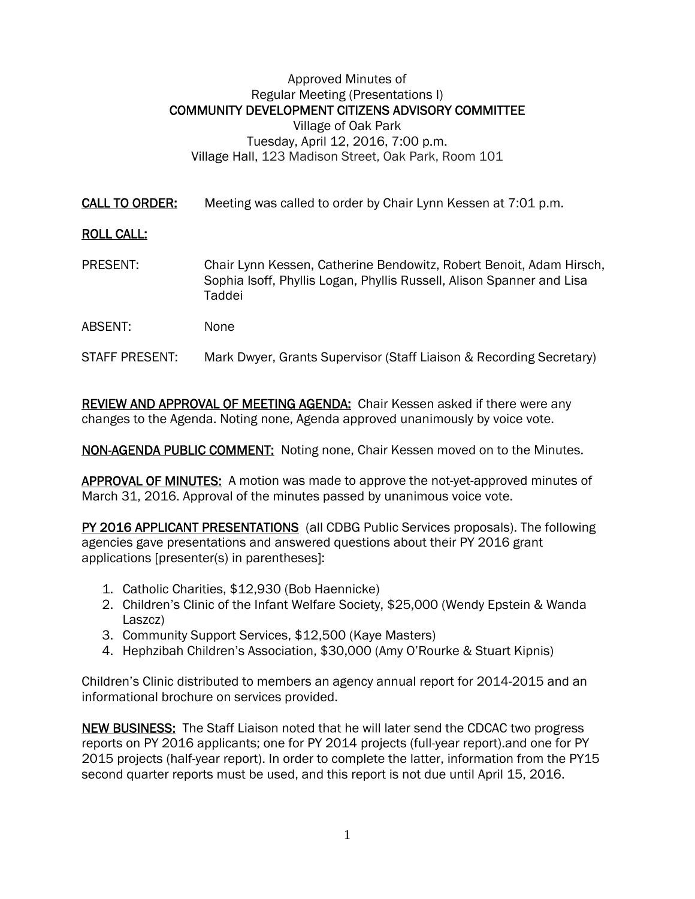Approved Minutes of
Regular Meeting (Presentations I)

# COMMUNITY DEVELOPMENT CITIZENS ADVISORY COMMITTEE

Village of Oak Park
Tuesday, April 12, 2016, 7:00 p.m.
Village Hall, 123 Madison Street, Oak Park, Room 101

**CALL TO ORDER:** Meeting was called to order by Chair Lynn Kessen at 7:01 p.m.

**ROLL CALL:**

PRESENT: Chair Lynn Kessen, Catherine Bendowitz, Robert Benoit, Adam Hirsch, Sophia Isoff, Phyllis Logan, Phyllis Russell, Alison Spanner and Lisa Taddei

ABSENT: None

STAFF PRESENT: Mark Dwyer, Grants Supervisor (Staff Liaison & Recording Secretary)

**REVIEW AND APPROVAL OF MEETING AGENDA:** Chair Kessen asked if there were any changes to the Agenda. Noting none, Agenda approved unanimously by voice vote.

**NON-AGENDA PUBLIC COMMENT:** Noting none, Chair Kessen moved on to the Minutes.

**APPROVAL OF MINUTES:** A motion was made to approve the not-yet-approved minutes of March 31, 2016. Approval of the minutes passed by unanimous voice vote.

**PY 2016 APPLICANT PRESENTATIONS** (all CDBG Public Services proposals). The following agencies gave presentations and answered questions about their PY 2016 grant applications [presenter(s) in parentheses]:

1. Catholic Charities, $12,930 (Bob Haennicke)
2. Children's Clinic of the Infant Welfare Society, $25,000 (Wendy Epstein & Wanda Laszcz)
3. Community Support Services, $12,500 (Kaye Masters)
4. Hephzibah Children's Association, $30,000 (Amy O'Rourke & Stuart Kipnis)

Children's Clinic distributed to members an agency annual report for 2014-2015 and an informational brochure on services provided.

**NEW BUSINESS:** The Staff Liaison noted that he will later send the CDCAC two progress reports on PY 2016 applicants; one for PY 2014 projects (full-year report).and one for PY 2015 projects (half-year report). In order to complete the latter, information from the PY15 second quarter reports must be used, and this report is not due until April 15, 2016.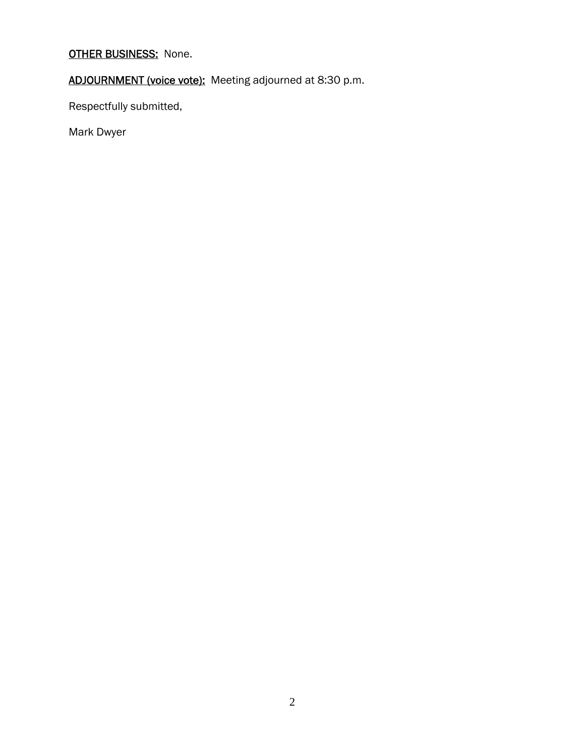**OTHER BUSINESS:** None.

**ADJOURNMENT (voice vote):** Meeting adjourned at 8:30 p.m.

Respectfully submitted,

Mark Dwyer